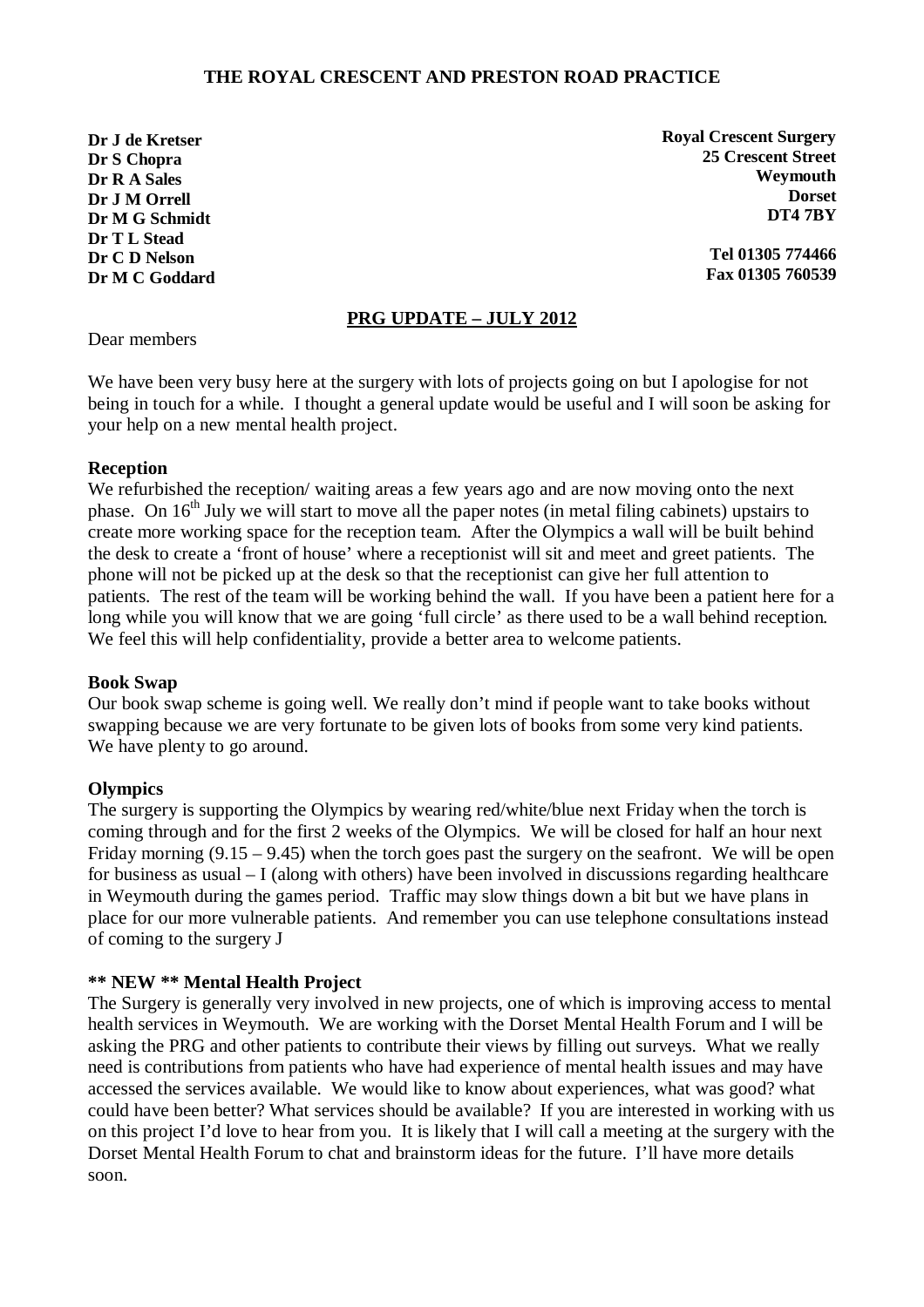**THE ROYAL CRESCENT AND PRESTON ROAD PRACTICE**

**Dr J de Kretser**
**Dr S Chopra**
**Dr R A Sales**
**Dr J M Orrell**
**Dr M G Schmidt**
**Dr T L Stead**
**Dr C D Nelson**
**Dr M C Goddard**

**Royal Crescent Surgery**
**25 Crescent Street**
**Weymouth**
**Dorset**
**DT4 7BY**

**Tel 01305 774466**
**Fax 01305 760539**

## PRG UPDATE – JULY 2012

Dear members

We have been very busy here at the surgery with lots of projects going on but I apologise for not being in touch for a while. I thought a general update would be useful and I will soon be asking for your help on a new mental health project.

**Reception**

We refurbished the reception/ waiting areas a few years ago and are now moving onto the next phase. On 16th July we will start to move all the paper notes (in metal filing cabinets) upstairs to create more working space for the reception team. After the Olympics a wall will be built behind the desk to create a 'front of house' where a receptionist will sit and meet and greet patients. The phone will not be picked up at the desk so that the receptionist can give her full attention to patients. The rest of the team will be working behind the wall. If you have been a patient here for a long while you will know that we are going 'full circle' as there used to be a wall behind reception. We feel this will help confidentiality, provide a better area to welcome patients.

**Book Swap**

Our book swap scheme is going well. We really don't mind if people want to take books without swapping because we are very fortunate to be given lots of books from some very kind patients. We have plenty to go around.

**Olympics**

The surgery is supporting the Olympics by wearing red/white/blue next Friday when the torch is coming through and for the first 2 weeks of the Olympics. We will be closed for half an hour next Friday morning (9.15 – 9.45) when the torch goes past the surgery on the seafront. We will be open for business as usual – I (along with others) have been involved in discussions regarding healthcare in Weymouth during the games period. Traffic may slow things down a bit but we have plans in place for our more vulnerable patients. And remember you can use telephone consultations instead of coming to the surgery J

**\*\* NEW \*\* Mental Health Project**

The Surgery is generally very involved in new projects, one of which is improving access to mental health services in Weymouth. We are working with the Dorset Mental Health Forum and I will be asking the PRG and other patients to contribute their views by filling out surveys. What we really need is contributions from patients who have had experience of mental health issues and may have accessed the services available. We would like to know about experiences, what was good? what could have been better? What services should be available? If you are interested in working with us on this project I'd love to hear from you. It is likely that I will call a meeting at the surgery with the Dorset Mental Health Forum to chat and brainstorm ideas for the future. I'll have more details soon.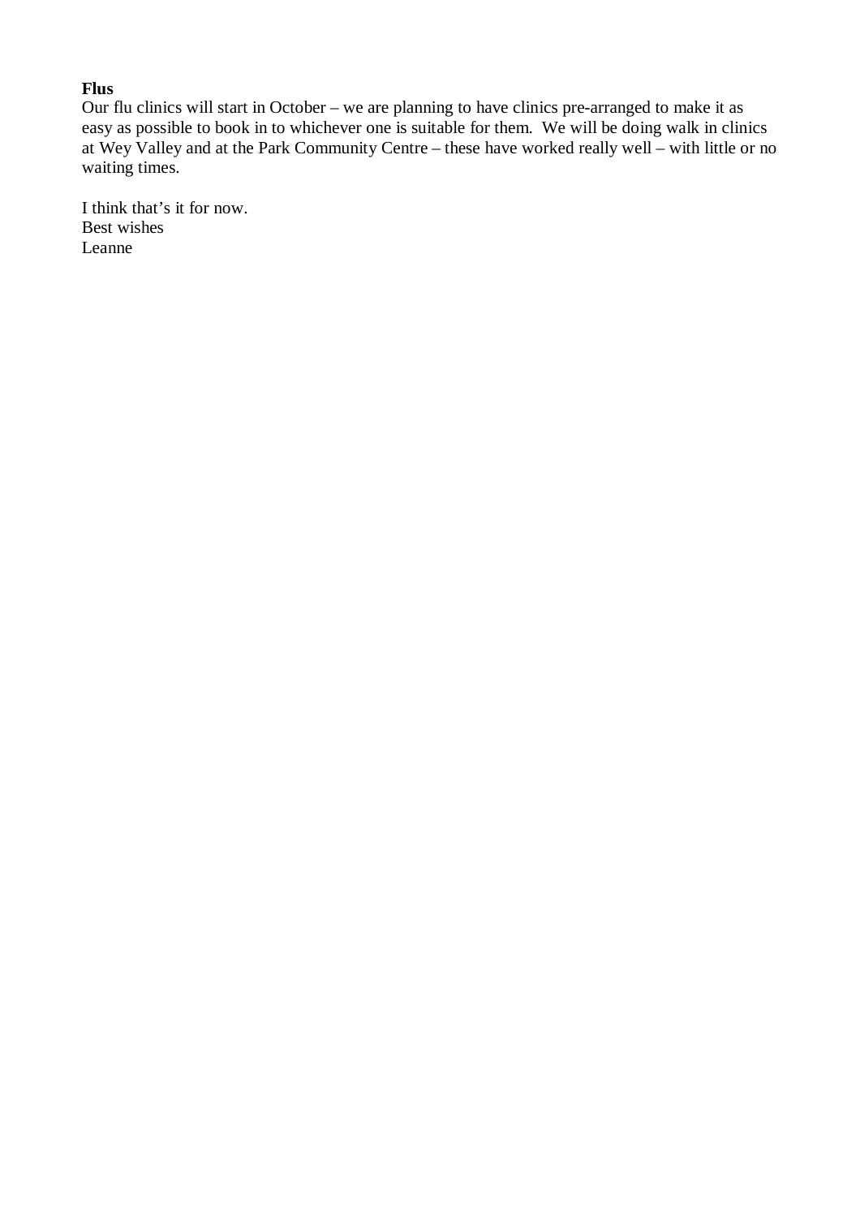**Flus**

Our flu clinics will start in October – we are planning to have clinics pre-arranged to make it as easy as possible to book in to whichever one is suitable for them. We will be doing walk in clinics at Wey Valley and at the Park Community Centre – these have worked really well – with little or no waiting times.

I think that's it for now.
Best wishes
Leanne